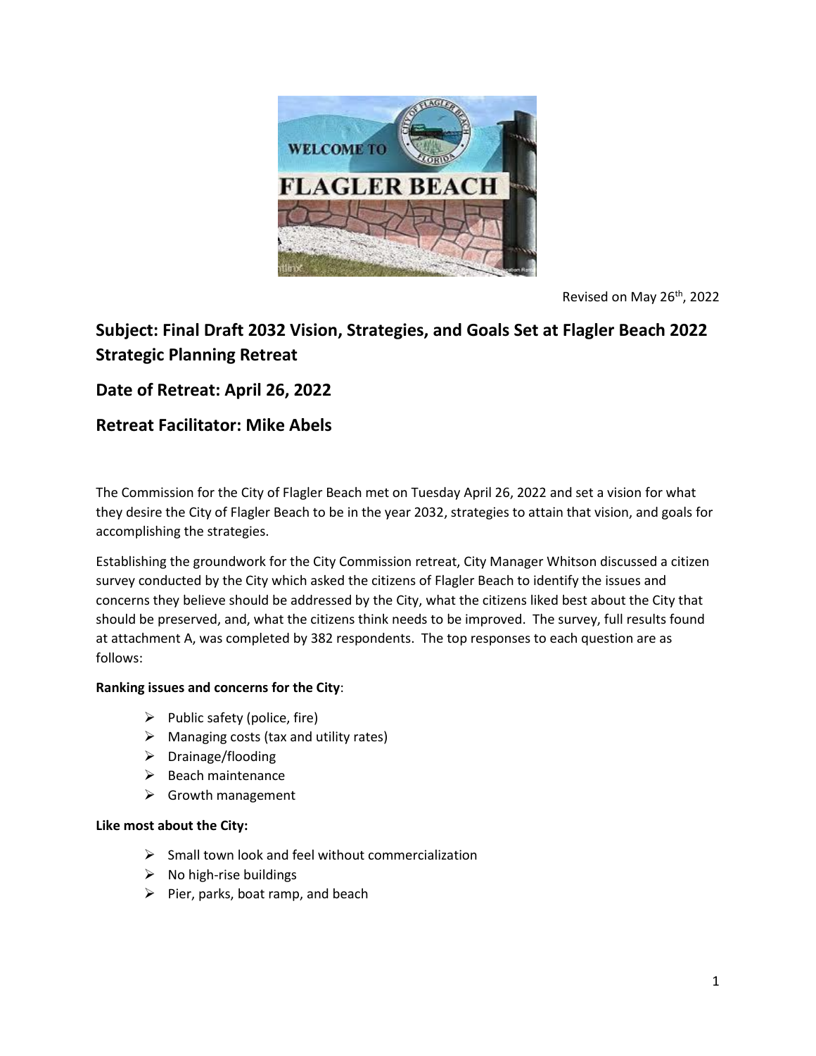Revised on May 26th, 2022

## Subject: Final Draft 2032 Vision, Strategies, and Goals Set at Flagler Beach 2022 Strategic Planning Retreat

## Date of Retreat: April 26, 2022

## Retreat Facilitator: Mike Abels

The Commission for the City of Flagler Beach met on Tuesday April 26, 2022 and set a vision for what they desire the City of Flagler Beach to be in the year 2032, strategies to attain that vision, and goals for accomplishing the strategies.

Establishing the groundwork for the City Commission retreat, City Manager Whitson discussed a citizen survey conducted by the City which asked the citizens of Flagler Beach to identify the issues and concerns they believe should be addressed by the City, what the citizens liked best about the City that should be preserved, and, what the citizens think needs to be improved. The survey, full results found at attachment A, was completed by 382 respondents. The top responses to each question are as follows:

**Ranking issues and concerns for the City**:

- Public safety (police, fire)
- Managing costs (tax and utility rates)
- Drainage/flooding
- Beach maintenance
- Growth management

**Like most about the City:**

- Small town look and feel without commercialization
- No high-rise buildings
- Pier, parks, boat ramp, and beach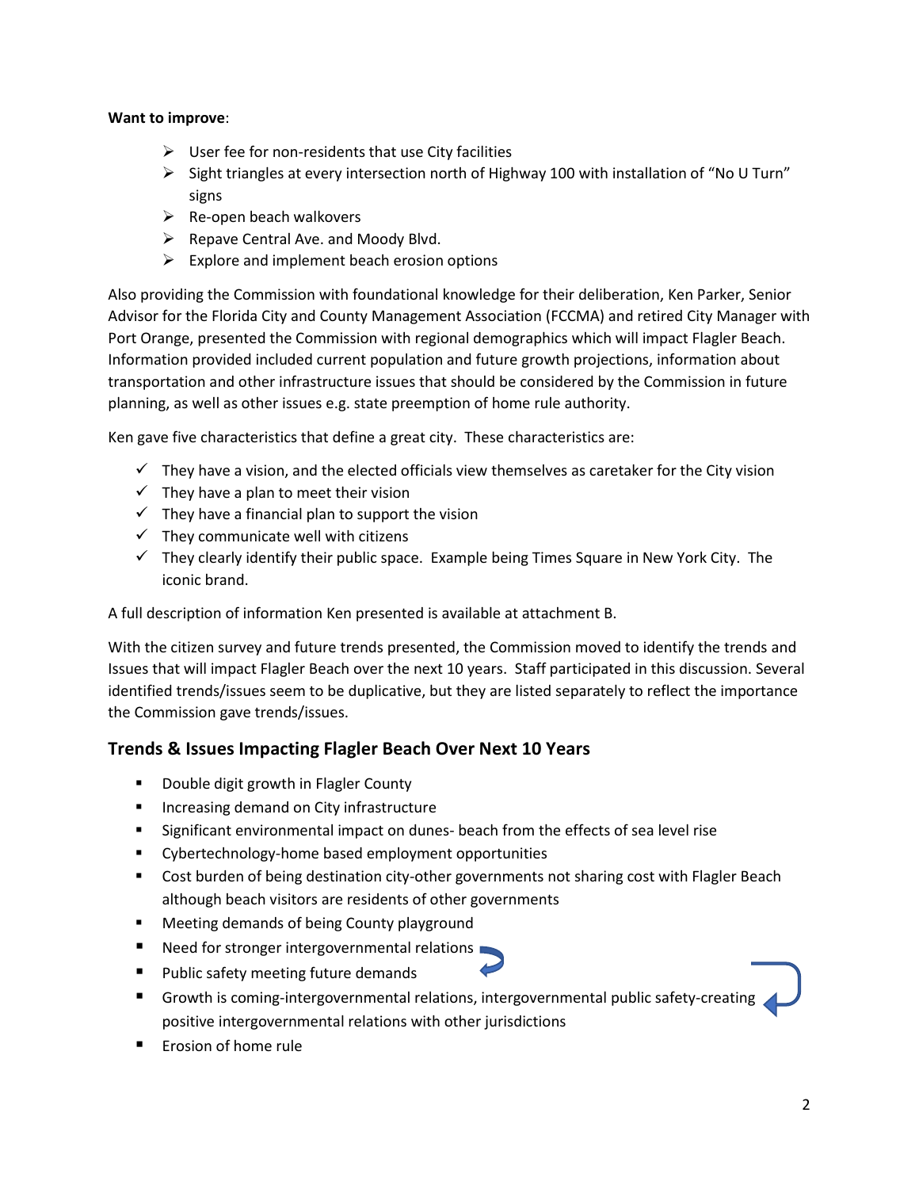**Want to improve**:

- User fee for non-residents that use City facilities
- Sight triangles at every intersection north of Highway 100 with installation of "No U Turn" signs
- Re-open beach walkovers
- Repave Central Ave. and Moody Blvd.
- Explore and implement beach erosion options

Also providing the Commission with foundational knowledge for their deliberation, Ken Parker, Senior Advisor for the Florida City and County Management Association (FCCMA) and retired City Manager with Port Orange, presented the Commission with regional demographics which will impact Flagler Beach. Information provided included current population and future growth projections, information about transportation and other infrastructure issues that should be considered by the Commission in future planning, as well as other issues e.g. state preemption of home rule authority.

Ken gave five characteristics that define a great city. These characteristics are:

- ✓ They have a vision, and the elected officials view themselves as caretaker for the City vision
- ✓ They have a plan to meet their vision
- ✓ They have a financial plan to support the vision
- ✓ They communicate well with citizens
- ✓ They clearly identify their public space. Example being Times Square in New York City. The iconic brand.

A full description of information Ken presented is available at attachment B.

With the citizen survey and future trends presented, the Commission moved to identify the trends and Issues that will impact Flagler Beach over the next 10 years. Staff participated in this discussion. Several identified trends/issues seem to be duplicative, but they are listed separately to reflect the importance the Commission gave trends/issues.

## Trends & Issues Impacting Flagler Beach Over Next 10 Years

- Double digit growth in Flagler County
- Increasing demand on City infrastructure
- Significant environmental impact on dunes- beach from the effects of sea level rise
- Cybertechnology-home based employment opportunities
- Cost burden of being destination city-other governments not sharing cost with Flagler Beach although beach visitors are residents of other governments
- Meeting demands of being County playground
- Need for stronger intergovernmental relations
- Public safety meeting future demands
- Growth is coming-intergovernmental relations, intergovernmental public safety-creating positive intergovernmental relations with other jurisdictions
- Erosion of home rule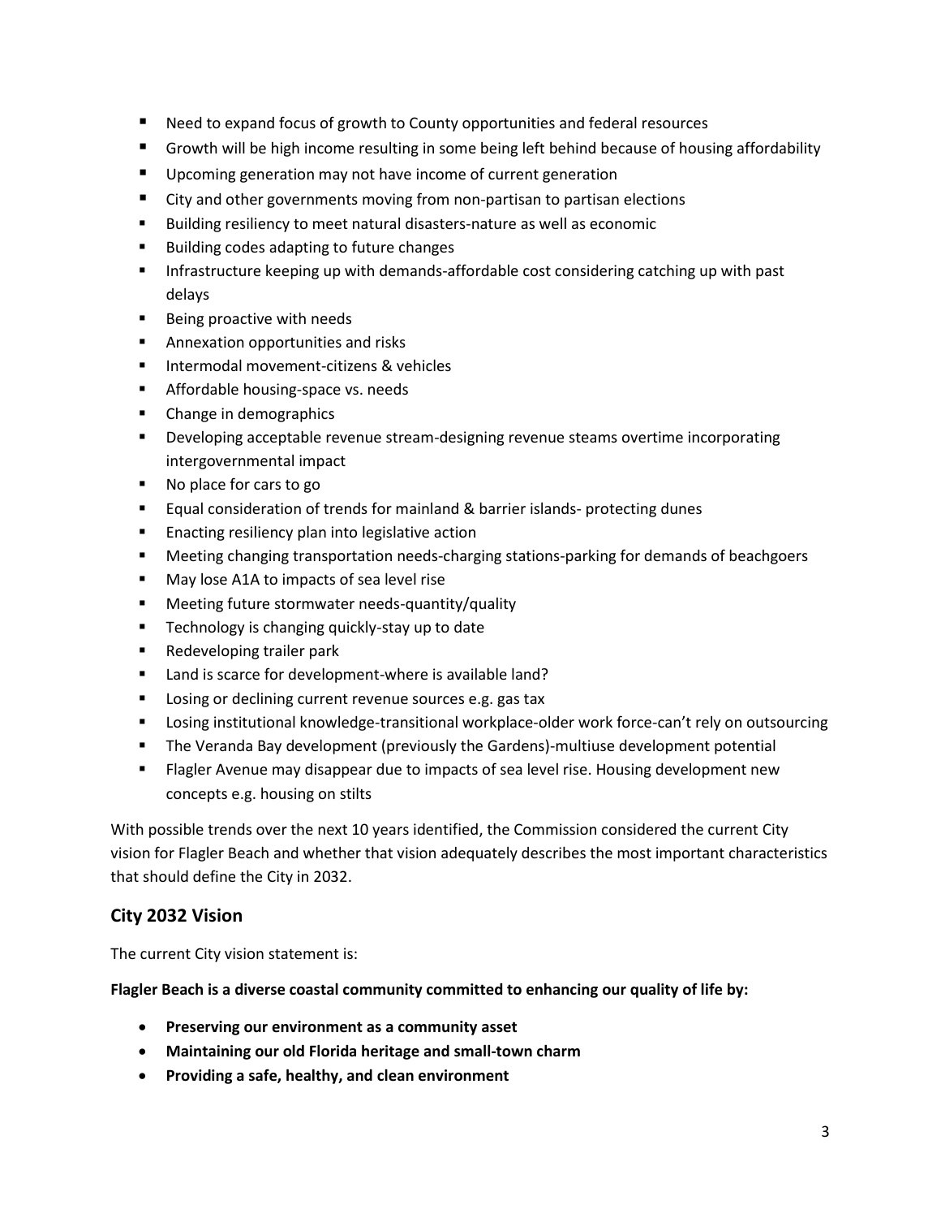- Need to expand focus of growth to County opportunities and federal resources
- Growth will be high income resulting in some being left behind because of housing affordability
- Upcoming generation may not have income of current generation
- City and other governments moving from non-partisan to partisan elections
- Building resiliency to meet natural disasters-nature as well as economic
- Building codes adapting to future changes
- Infrastructure keeping up with demands-affordable cost considering catching up with past delays
- Being proactive with needs
- Annexation opportunities and risks
- Intermodal movement-citizens & vehicles
- Affordable housing-space vs. needs
- Change in demographics
- Developing acceptable revenue stream-designing revenue steams overtime incorporating intergovernmental impact
- No place for cars to go
- Equal consideration of trends for mainland & barrier islands- protecting dunes
- Enacting resiliency plan into legislative action
- Meeting changing transportation needs-charging stations-parking for demands of beachgoers
- May lose A1A to impacts of sea level rise
- Meeting future stormwater needs-quantity/quality
- Technology is changing quickly-stay up to date
- Redeveloping trailer park
- Land is scarce for development-where is available land?
- Losing or declining current revenue sources e.g. gas tax
- Losing institutional knowledge-transitional workplace-older work force-can't rely on outsourcing
- The Veranda Bay development (previously the Gardens)-multiuse development potential
- Flagler Avenue may disappear due to impacts of sea level rise. Housing development new concepts e.g. housing on stilts

With possible trends over the next 10 years identified, the Commission considered the current City vision for Flagler Beach and whether that vision adequately describes the most important characteristics that should define the City in 2032.

## City 2032 Vision

The current City vision statement is:

**Flagler Beach is a diverse coastal community committed to enhancing our quality of life by:**

- **Preserving our environment as a community asset**
- **Maintaining our old Florida heritage and small-town charm**
- **Providing a safe, healthy, and clean environment**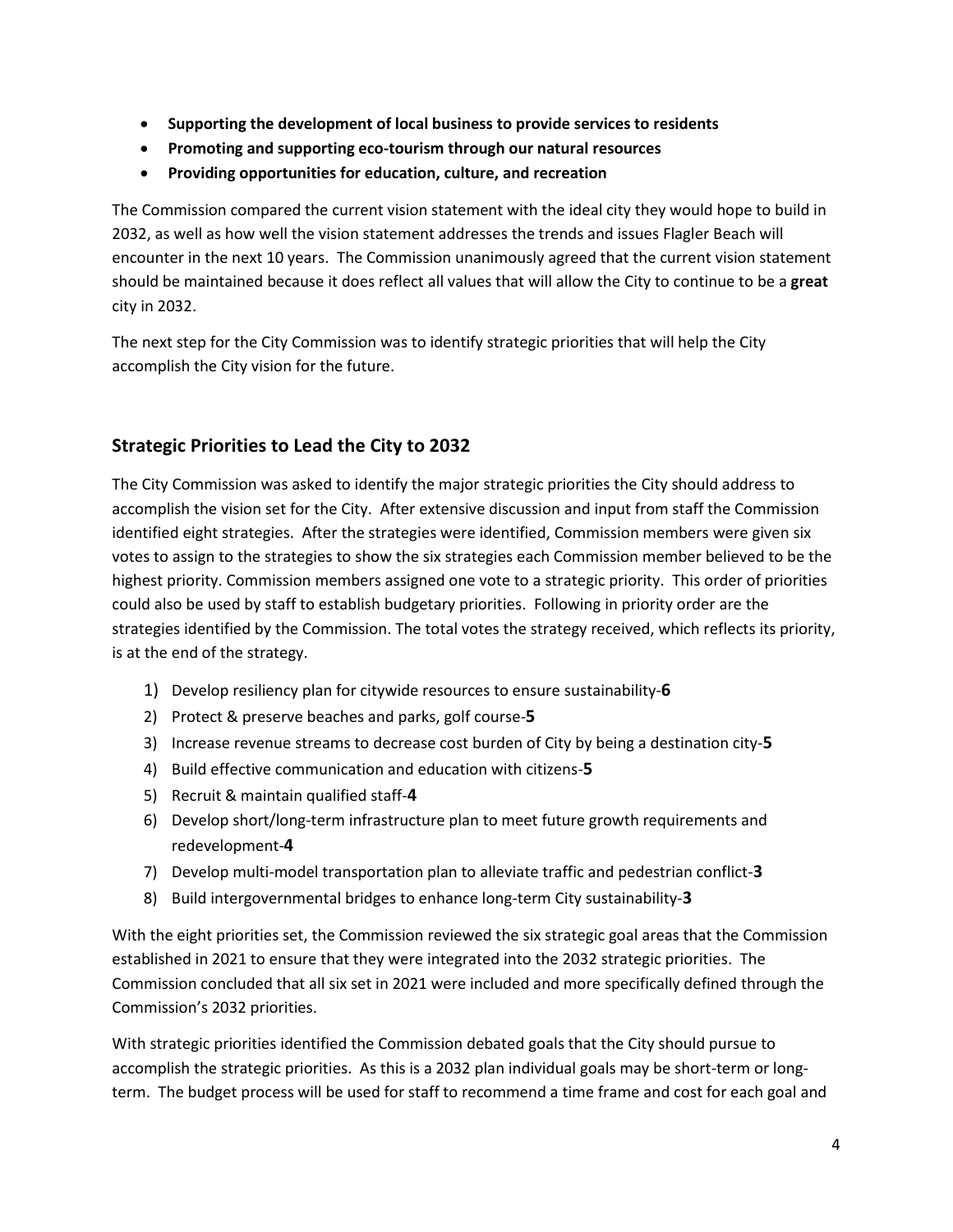- **Supporting the development of local business to provide services to residents**
- **Promoting and supporting eco-tourism through our natural resources**
- **Providing opportunities for education, culture, and recreation**

The Commission compared the current vision statement with the ideal city they would hope to build in 2032, as well as how well the vision statement addresses the trends and issues Flagler Beach will encounter in the next 10 years. The Commission unanimously agreed that the current vision statement should be maintained because it does reflect all values that will allow the City to continue to be a **great** city in 2032.

The next step for the City Commission was to identify strategic priorities that will help the City accomplish the City vision for the future.

## Strategic Priorities to Lead the City to 2032

The City Commission was asked to identify the major strategic priorities the City should address to accomplish the vision set for the City. After extensive discussion and input from staff the Commission identified eight strategies. After the strategies were identified, Commission members were given six votes to assign to the strategies to show the six strategies each Commission member believed to be the highest priority. Commission members assigned one vote to a strategic priority. This order of priorities could also be used by staff to establish budgetary priorities. Following in priority order are the strategies identified by the Commission. The total votes the strategy received, which reflects its priority, is at the end of the strategy.

1) Develop resiliency plan for citywide resources to ensure sustainability-**6**
2) Protect & preserve beaches and parks, golf course-**5**
3) Increase revenue streams to decrease cost burden of City by being a destination city-**5**
4) Build effective communication and education with citizens-**5**
5) Recruit & maintain qualified staff-**4**
6) Develop short/long-term infrastructure plan to meet future growth requirements and redevelopment-**4**
7) Develop multi-model transportation plan to alleviate traffic and pedestrian conflict-**3**
8) Build intergovernmental bridges to enhance long-term City sustainability-**3**

With the eight priorities set, the Commission reviewed the six strategic goal areas that the Commission established in 2021 to ensure that they were integrated into the 2032 strategic priorities. The Commission concluded that all six set in 2021 were included and more specifically defined through the Commission's 2032 priorities.

With strategic priorities identified the Commission debated goals that the City should pursue to accomplish the strategic priorities. As this is a 2032 plan individual goals may be short-term or long-term. The budget process will be used for staff to recommend a time frame and cost for each goal and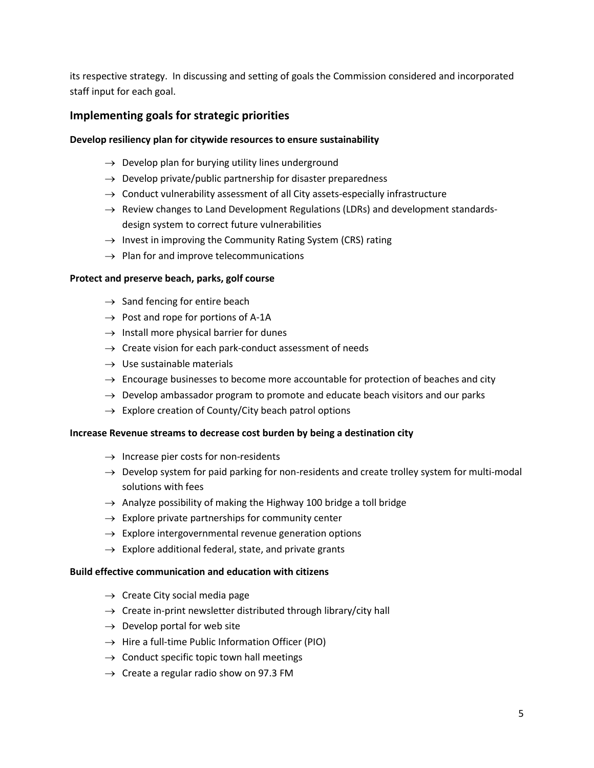its respective strategy. In discussing and setting of goals the Commission considered and incorporated staff input for each goal.

## Implementing goals for strategic priorities

**Develop resiliency plan for citywide resources to ensure sustainability**

- → Develop plan for burying utility lines underground
- → Develop private/public partnership for disaster preparedness
- → Conduct vulnerability assessment of all City assets-especially infrastructure
- → Review changes to Land Development Regulations (LDRs) and development standards-design system to correct future vulnerabilities
- → Invest in improving the Community Rating System (CRS) rating
- → Plan for and improve telecommunications

**Protect and preserve beach, parks, golf course**

- → Sand fencing for entire beach
- → Post and rope for portions of A-1A
- → Install more physical barrier for dunes
- → Create vision for each park-conduct assessment of needs
- → Use sustainable materials
- → Encourage businesses to become more accountable for protection of beaches and city
- → Develop ambassador program to promote and educate beach visitors and our parks
- → Explore creation of County/City beach patrol options

**Increase Revenue streams to decrease cost burden by being a destination city**

- → Increase pier costs for non-residents
- → Develop system for paid parking for non-residents and create trolley system for multi-modal solutions with fees
- → Analyze possibility of making the Highway 100 bridge a toll bridge
- → Explore private partnerships for community center
- → Explore intergovernmental revenue generation options
- → Explore additional federal, state, and private grants

**Build effective communication and education with citizens**

- → Create City social media page
- → Create in-print newsletter distributed through library/city hall
- → Develop portal for web site
- → Hire a full-time Public Information Officer (PIO)
- → Conduct specific topic town hall meetings
- → Create a regular radio show on 97.3 FM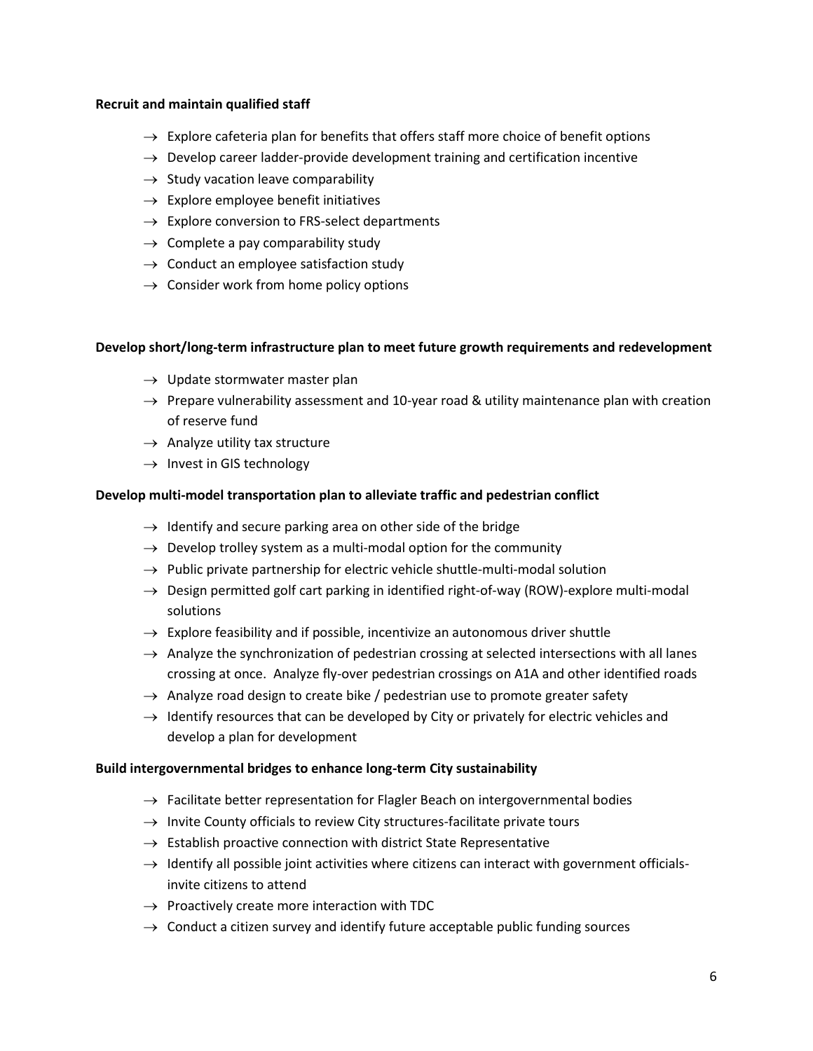**Recruit and maintain qualified staff**

- → Explore cafeteria plan for benefits that offers staff more choice of benefit options
- → Develop career ladder-provide development training and certification incentive
- → Study vacation leave comparability
- → Explore employee benefit initiatives
- → Explore conversion to FRS-select departments
- → Complete a pay comparability study
- → Conduct an employee satisfaction study
- → Consider work from home policy options

**Develop short/long-term infrastructure plan to meet future growth requirements and redevelopment**

- → Update stormwater master plan
- → Prepare vulnerability assessment and 10-year road & utility maintenance plan with creation of reserve fund
- → Analyze utility tax structure
- → Invest in GIS technology

**Develop multi-model transportation plan to alleviate traffic and pedestrian conflict**

- → Identify and secure parking area on other side of the bridge
- → Develop trolley system as a multi-modal option for the community
- → Public private partnership for electric vehicle shuttle-multi-modal solution
- → Design permitted golf cart parking in identified right-of-way (ROW)-explore multi-modal solutions
- → Explore feasibility and if possible, incentivize an autonomous driver shuttle
- → Analyze the synchronization of pedestrian crossing at selected intersections with all lanes crossing at once. Analyze fly-over pedestrian crossings on A1A and other identified roads
- → Analyze road design to create bike / pedestrian use to promote greater safety
- → Identify resources that can be developed by City or privately for electric vehicles and develop a plan for development

**Build intergovernmental bridges to enhance long-term City sustainability**

- → Facilitate better representation for Flagler Beach on intergovernmental bodies
- → Invite County officials to review City structures-facilitate private tours
- → Establish proactive connection with district State Representative
- → Identify all possible joint activities where citizens can interact with government officials-invite citizens to attend
- → Proactively create more interaction with TDC
- → Conduct a citizen survey and identify future acceptable public funding sources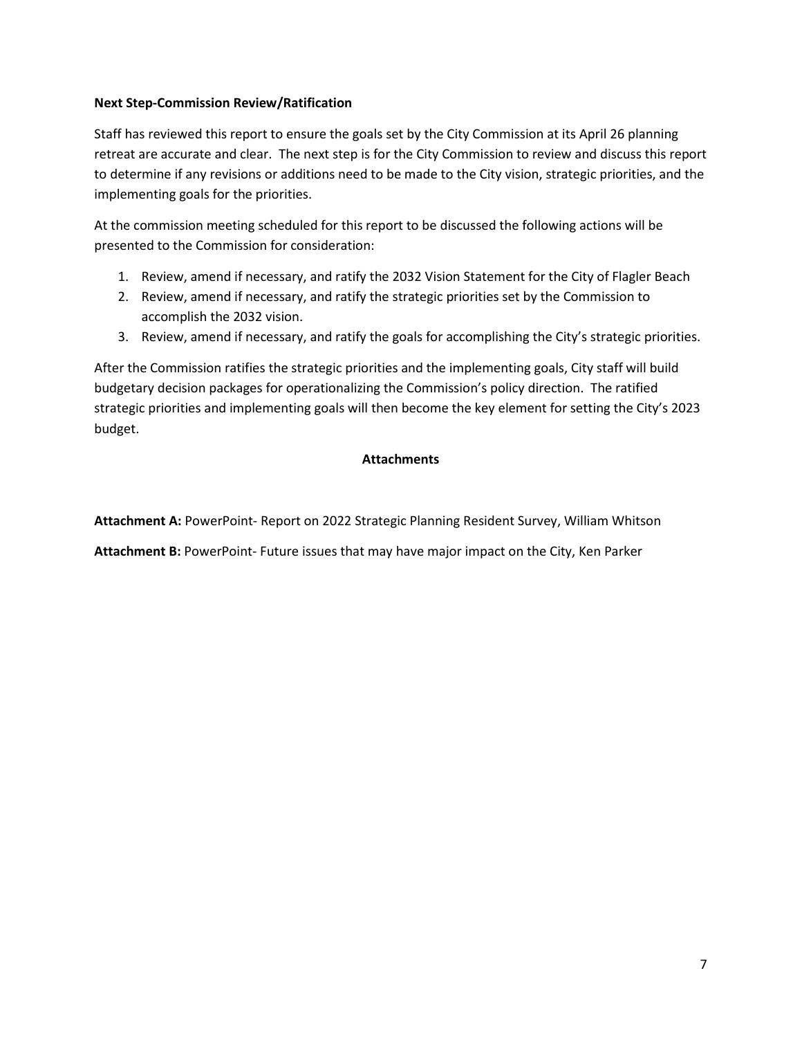**Next Step-Commission Review/Ratification**

Staff has reviewed this report to ensure the goals set by the City Commission at its April 26 planning retreat are accurate and clear. The next step is for the City Commission to review and discuss this report to determine if any revisions or additions need to be made to the City vision, strategic priorities, and the implementing goals for the priorities.

At the commission meeting scheduled for this report to be discussed the following actions will be presented to the Commission for consideration:

1. Review, amend if necessary, and ratify the 2032 Vision Statement for the City of Flagler Beach
2. Review, amend if necessary, and ratify the strategic priorities set by the Commission to accomplish the 2032 vision.
3. Review, amend if necessary, and ratify the goals for accomplishing the City's strategic priorities.

After the Commission ratifies the strategic priorities and the implementing goals, City staff will build budgetary decision packages for operationalizing the Commission's policy direction. The ratified strategic priorities and implementing goals will then become the key element for setting the City's 2023 budget.

**Attachments**

**Attachment A:** PowerPoint- Report on 2022 Strategic Planning Resident Survey, William Whitson

**Attachment B:** PowerPoint- Future issues that may have major impact on the City, Ken Parker